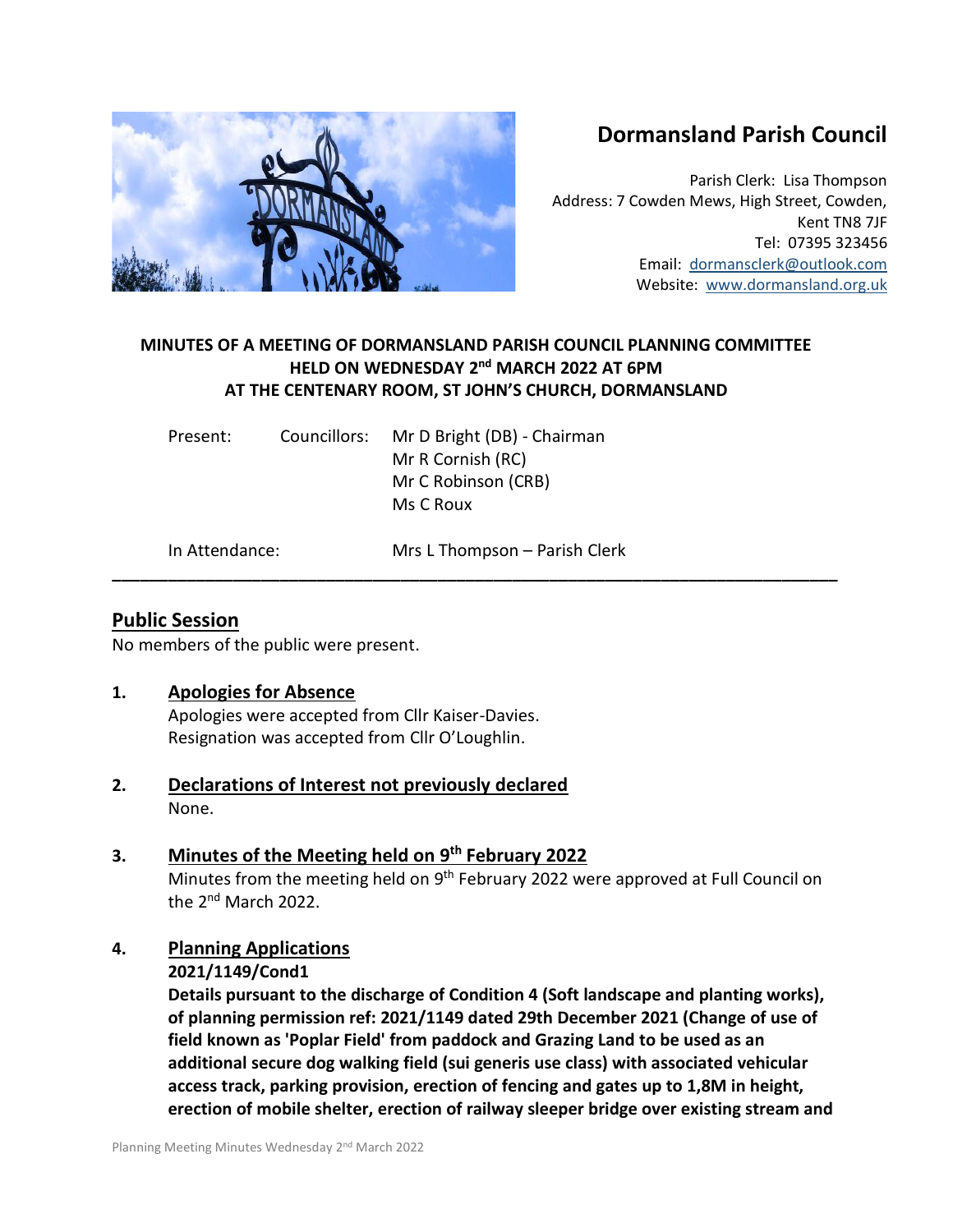# Dormansland Parish Council

Parish Clerk: Lisa Thompson
Address: 7 Cowden Mews, High Street, Cowden, Kent TN8 7JF
Tel: 07395 323456
Email: dormansclerk@outlook.com
Website: www.dormansland.org.uk

**MINUTES OF A MEETING OF DORMANSLAND PARISH COUNCIL PLANNING COMMITTEE HELD ON WEDNESDAY 2nd MARCH 2022 AT 6PM AT THE CENTENARY ROOM, ST JOHN'S CHURCH, DORMANSLAND**

Present: Councillors: Mr D Bright (DB) - Chairman
Mr R Cornish (RC)
Mr C Robinson (CRB)
Ms C Roux

In Attendance: Mrs L Thompson – Parish Clerk

---

## Public Session

No members of the public were present.

**1. Apologies for Absence**

Apologies were accepted from Cllr Kaiser-Davies.
Resignation was accepted from Cllr O'Loughlin.

**2. Declarations of Interest not previously declared**

None.

**3. Minutes of the Meeting held on 9th February 2022**

Minutes from the meeting held on 9th February 2022 were approved at Full Council on the 2nd March 2022.

**4. Planning Applications**

**2021/1149/Cond1**

**Details pursuant to the discharge of Condition 4 (Soft landscape and planting works), of planning permission ref: 2021/1149 dated 29th December 2021 (Change of use of field known as 'Poplar Field' from paddock and Grazing Land to be used as an additional secure dog walking field (sui generis use class) with associated vehicular access track, parking provision, erection of fencing and gates up to 1,8M in height, erection of mobile shelter, erection of railway sleeper bridge over existing stream and**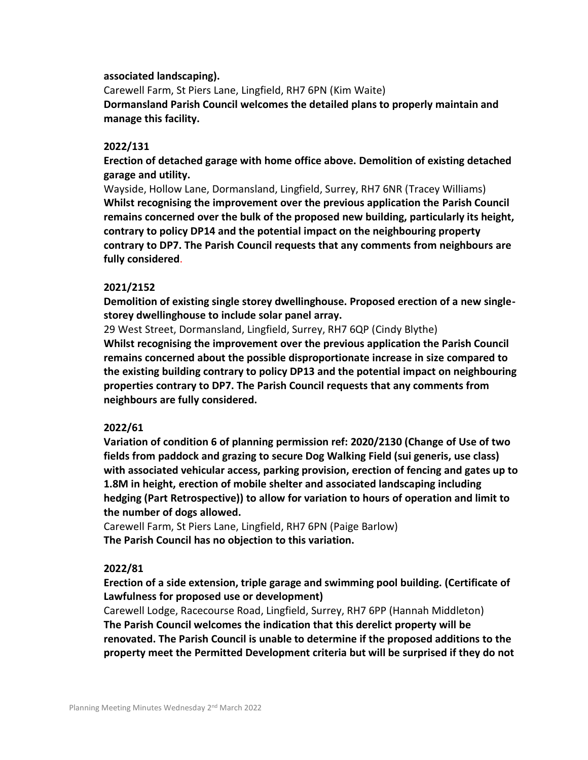**associated landscaping).**

Carewell Farm, St Piers Lane, Lingfield, RH7 6PN (Kim Waite)

**Dormansland Parish Council welcomes the detailed plans to properly maintain and manage this facility.**

**2022/131**

**Erection of detached garage with home office above. Demolition of existing detached garage and utility.**

Wayside, Hollow Lane, Dormansland, Lingfield, Surrey, RH7 6NR (Tracey Williams)

**Whilst recognising the improvement over the previous application the Parish Council remains concerned over the bulk of the proposed new building, particularly its height, contrary to policy DP14 and the potential impact on the neighbouring property contrary to DP7. The Parish Council requests that any comments from neighbours are fully considered.**

**2021/2152**

**Demolition of existing single storey dwellinghouse. Proposed erection of a new single-storey dwellinghouse to include solar panel array.**

29 West Street, Dormansland, Lingfield, Surrey, RH7 6QP (Cindy Blythe)

**Whilst recognising the improvement over the previous application the Parish Council remains concerned about the possible disproportionate increase in size compared to the existing building contrary to policy DP13 and the potential impact on neighbouring properties contrary to DP7. The Parish Council requests that any comments from neighbours are fully considered.**

**2022/61**

**Variation of condition 6 of planning permission ref: 2020/2130 (Change of Use of two fields from paddock and grazing to secure Dog Walking Field (sui generis, use class) with associated vehicular access, parking provision, erection of fencing and gates up to 1.8M in height, erection of mobile shelter and associated landscaping including hedging (Part Retrospective)) to allow for variation to hours of operation and limit to the number of dogs allowed.**

Carewell Farm, St Piers Lane, Lingfield, RH7 6PN (Paige Barlow)

**The Parish Council has no objection to this variation.**

**2022/81**

**Erection of a side extension, triple garage and swimming pool building. (Certificate of Lawfulness for proposed use or development)**

Carewell Lodge, Racecourse Road, Lingfield, Surrey, RH7 6PP (Hannah Middleton)

**The Parish Council welcomes the indication that this derelict property will be renovated. The Parish Council is unable to determine if the proposed additions to the property meet the Permitted Development criteria but will be surprised if they do not**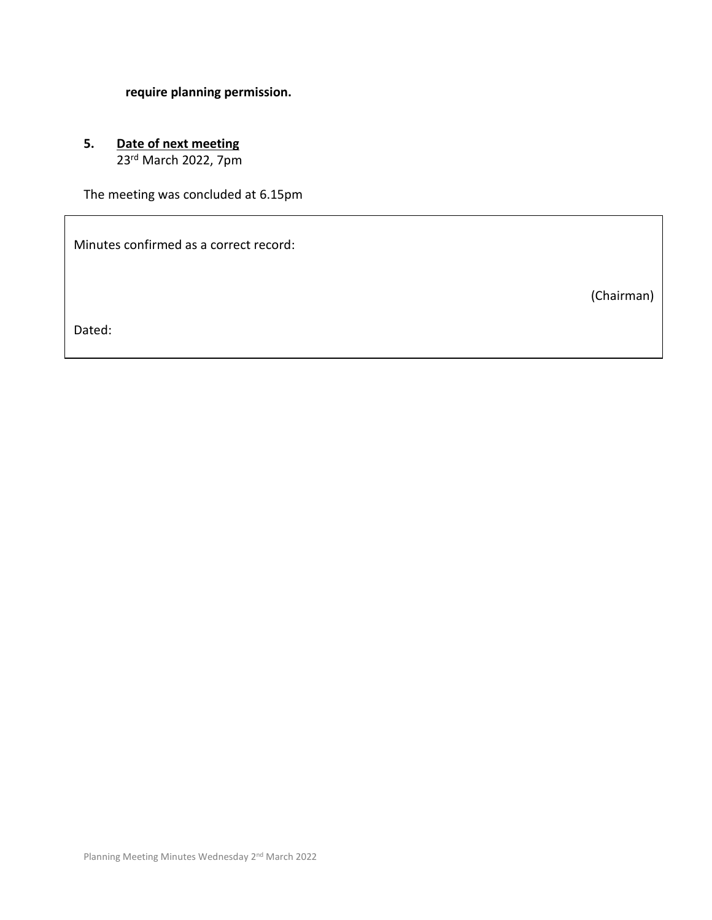**require planning permission.**

**5. Date of next meeting**

23rd March 2022, 7pm

The meeting was concluded at 6.15pm

| |
|---|
| Minutes confirmed as a correct record: |
| (Chairman) |
| Dated: |